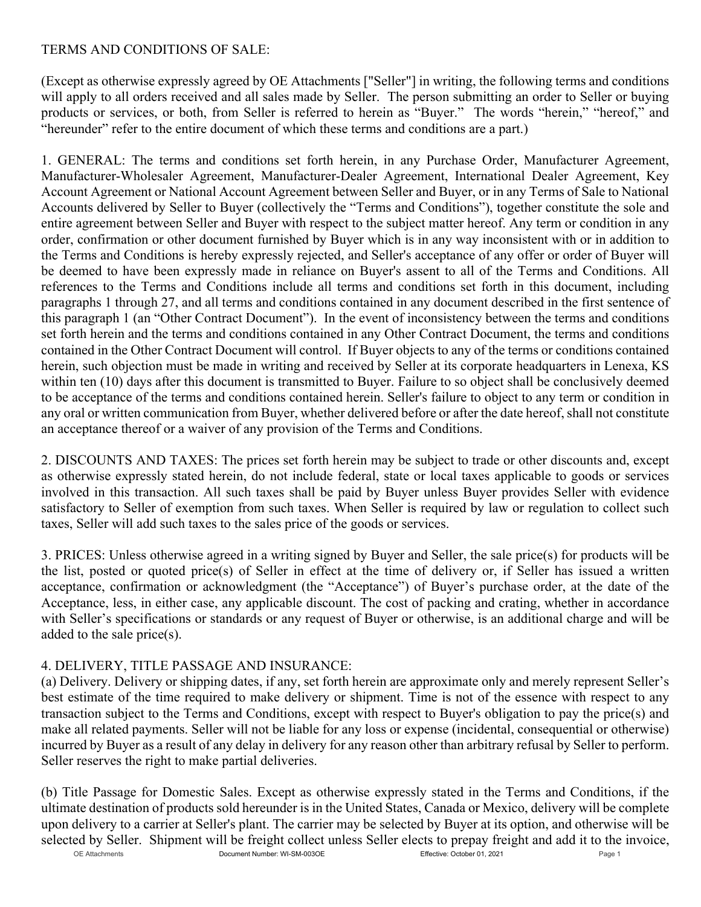TERMS AND CONDITIONS OF SALE:

(Except as otherwise expressly agreed by OE Attachments ["Seller"] in writing, the following terms and conditions will apply to all orders received and all sales made by Seller. The person submitting an order to Seller or buying products or services, or both, from Seller is referred to herein as "Buyer." The words "herein," "hereof," and "hereunder" refer to the entire document of which these terms and conditions are a part.)

1. GENERAL: The terms and conditions set forth herein, in any Purchase Order, Manufacturer Agreement, Manufacturer-Wholesaler Agreement, Manufacturer-Dealer Agreement, International Dealer Agreement, Key Account Agreement or National Account Agreement between Seller and Buyer, or in any Terms of Sale to National Accounts delivered by Seller to Buyer (collectively the "Terms and Conditions"), together constitute the sole and entire agreement between Seller and Buyer with respect to the subject matter hereof. Any term or condition in any order, confirmation or other document furnished by Buyer which is in any way inconsistent with or in addition to the Terms and Conditions is hereby expressly rejected, and Seller's acceptance of any offer or order of Buyer will be deemed to have been expressly made in reliance on Buyer's assent to all of the Terms and Conditions. All references to the Terms and Conditions include all terms and conditions set forth in this document, including paragraphs 1 through 27, and all terms and conditions contained in any document described in the first sentence of this paragraph 1 (an "Other Contract Document"). In the event of inconsistency between the terms and conditions set forth herein and the terms and conditions contained in any Other Contract Document, the terms and conditions contained in the Other Contract Document will control. If Buyer objects to any of the terms or conditions contained herein, such objection must be made in writing and received by Seller at its corporate headquarters in Lenexa, KS within ten (10) days after this document is transmitted to Buyer. Failure to so object shall be conclusively deemed to be acceptance of the terms and conditions contained herein. Seller's failure to object to any term or condition in any oral or written communication from Buyer, whether delivered before or after the date hereof, shall not constitute an acceptance thereof or a waiver of any provision of the Terms and Conditions.

2. DISCOUNTS AND TAXES: The prices set forth herein may be subject to trade or other discounts and, except as otherwise expressly stated herein, do not include federal, state or local taxes applicable to goods or services involved in this transaction. All such taxes shall be paid by Buyer unless Buyer provides Seller with evidence satisfactory to Seller of exemption from such taxes. When Seller is required by law or regulation to collect such taxes, Seller will add such taxes to the sales price of the goods or services.

3. PRICES: Unless otherwise agreed in a writing signed by Buyer and Seller, the sale price(s) for products will be the list, posted or quoted price(s) of Seller in effect at the time of delivery or, if Seller has issued a written acceptance, confirmation or acknowledgment (the "Acceptance") of Buyer's purchase order, at the date of the Acceptance, less, in either case, any applicable discount. The cost of packing and crating, whether in accordance with Seller's specifications or standards or any request of Buyer or otherwise, is an additional charge and will be added to the sale price(s).

4. DELIVERY, TITLE PASSAGE AND INSURANCE:

(a) Delivery. Delivery or shipping dates, if any, set forth herein are approximate only and merely represent Seller's best estimate of the time required to make delivery or shipment. Time is not of the essence with respect to any transaction subject to the Terms and Conditions, except with respect to Buyer's obligation to pay the price(s) and make all related payments. Seller will not be liable for any loss or expense (incidental, consequential or otherwise) incurred by Buyer as a result of any delay in delivery for any reason other than arbitrary refusal by Seller to perform. Seller reserves the right to make partial deliveries.

(b) Title Passage for Domestic Sales. Except as otherwise expressly stated in the Terms and Conditions, if the ultimate destination of products sold hereunder is in the United States, Canada or Mexico, delivery will be complete upon delivery to a carrier at Seller's plant. The carrier may be selected by Buyer at its option, and otherwise will be selected by Seller. Shipment will be freight collect unless Seller elects to prepay freight and add it to the invoice,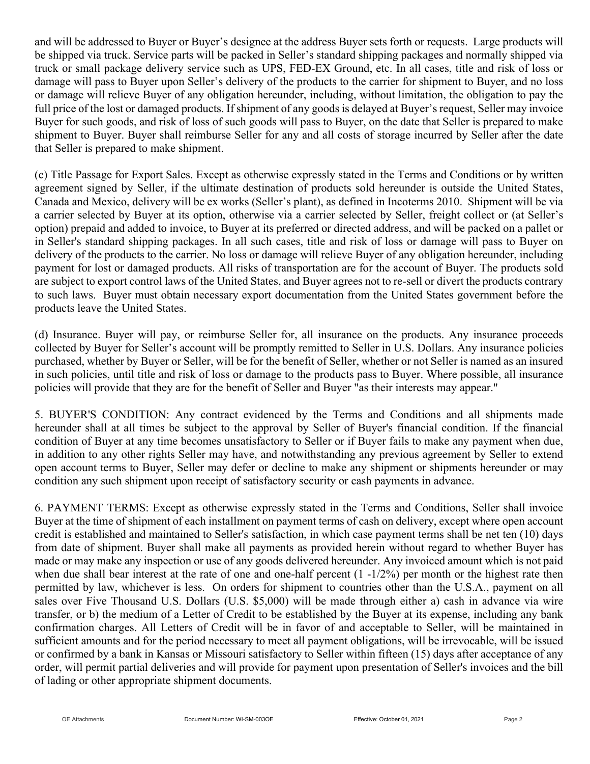and will be addressed to Buyer or Buyer's designee at the address Buyer sets forth or requests. Large products will be shipped via truck. Service parts will be packed in Seller's standard shipping packages and normally shipped via truck or small package delivery service such as UPS, FED-EX Ground, etc. In all cases, title and risk of loss or damage will pass to Buyer upon Seller's delivery of the products to the carrier for shipment to Buyer, and no loss or damage will relieve Buyer of any obligation hereunder, including, without limitation, the obligation to pay the full price of the lost or damaged products. If shipment of any goods is delayed at Buyer's request, Seller may invoice Buyer for such goods, and risk of loss of such goods will pass to Buyer, on the date that Seller is prepared to make shipment to Buyer. Buyer shall reimburse Seller for any and all costs of storage incurred by Seller after the date that Seller is prepared to make shipment.

(c) Title Passage for Export Sales. Except as otherwise expressly stated in the Terms and Conditions or by written agreement signed by Seller, if the ultimate destination of products sold hereunder is outside the United States, Canada and Mexico, delivery will be ex works (Seller's plant), as defined in Incoterms 2010. Shipment will be via a carrier selected by Buyer at its option, otherwise via a carrier selected by Seller, freight collect or (at Seller's option) prepaid and added to invoice, to Buyer at its preferred or directed address, and will be packed on a pallet or in Seller's standard shipping packages. In all such cases, title and risk of loss or damage will pass to Buyer on delivery of the products to the carrier. No loss or damage will relieve Buyer of any obligation hereunder, including payment for lost or damaged products. All risks of transportation are for the account of Buyer. The products sold are subject to export control laws of the United States, and Buyer agrees not to re-sell or divert the products contrary to such laws. Buyer must obtain necessary export documentation from the United States government before the products leave the United States.

(d) Insurance. Buyer will pay, or reimburse Seller for, all insurance on the products. Any insurance proceeds collected by Buyer for Seller's account will be promptly remitted to Seller in U.S. Dollars. Any insurance policies purchased, whether by Buyer or Seller, will be for the benefit of Seller, whether or not Seller is named as an insured in such policies, until title and risk of loss or damage to the products pass to Buyer. Where possible, all insurance policies will provide that they are for the benefit of Seller and Buyer "as their interests may appear."

5. BUYER'S CONDITION: Any contract evidenced by the Terms and Conditions and all shipments made hereunder shall at all times be subject to the approval by Seller of Buyer's financial condition. If the financial condition of Buyer at any time becomes unsatisfactory to Seller or if Buyer fails to make any payment when due, in addition to any other rights Seller may have, and notwithstanding any previous agreement by Seller to extend open account terms to Buyer, Seller may defer or decline to make any shipment or shipments hereunder or may condition any such shipment upon receipt of satisfactory security or cash payments in advance.

6. PAYMENT TERMS: Except as otherwise expressly stated in the Terms and Conditions, Seller shall invoice Buyer at the time of shipment of each installment on payment terms of cash on delivery, except where open account credit is established and maintained to Seller's satisfaction, in which case payment terms shall be net ten (10) days from date of shipment. Buyer shall make all payments as provided herein without regard to whether Buyer has made or may make any inspection or use of any goods delivered hereunder. Any invoiced amount which is not paid when due shall bear interest at the rate of one and one-half percent (1 -1/2%) per month or the highest rate then permitted by law, whichever is less. On orders for shipment to countries other than the U.S.A., payment on all sales over Five Thousand U.S. Dollars (U.S. $5,000) will be made through either a) cash in advance via wire transfer, or b) the medium of a Letter of Credit to be established by the Buyer at its expense, including any bank confirmation charges. All Letters of Credit will be in favor of and acceptable to Seller, will be maintained in sufficient amounts and for the period necessary to meet all payment obligations, will be irrevocable, will be issued or confirmed by a bank in Kansas or Missouri satisfactory to Seller within fifteen (15) days after acceptance of any order, will permit partial deliveries and will provide for payment upon presentation of Seller's invoices and the bill of lading or other appropriate shipment documents.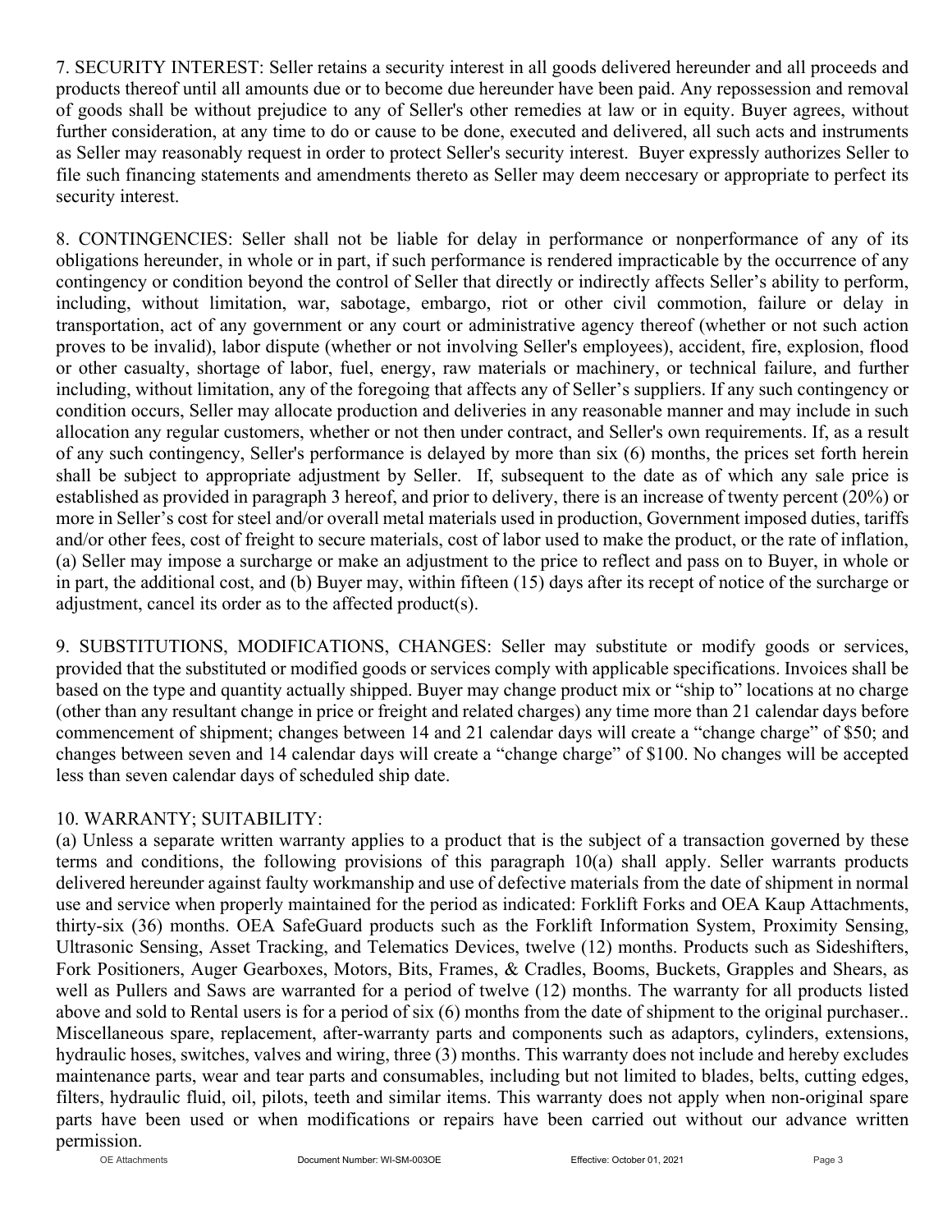7. SECURITY INTEREST: Seller retains a security interest in all goods delivered hereunder and all proceeds and products thereof until all amounts due or to become due hereunder have been paid. Any repossession and removal of goods shall be without prejudice to any of Seller's other remedies at law or in equity. Buyer agrees, without further consideration, at any time to do or cause to be done, executed and delivered, all such acts and instruments as Seller may reasonably request in order to protect Seller's security interest. Buyer expressly authorizes Seller to file such financing statements and amendments thereto as Seller may deem neccesary or appropriate to perfect its security interest.

8. CONTINGENCIES: Seller shall not be liable for delay in performance or nonperformance of any of its obligations hereunder, in whole or in part, if such performance is rendered impracticable by the occurrence of any contingency or condition beyond the control of Seller that directly or indirectly affects Seller's ability to perform, including, without limitation, war, sabotage, embargo, riot or other civil commotion, failure or delay in transportation, act of any government or any court or administrative agency thereof (whether or not such action proves to be invalid), labor dispute (whether or not involving Seller's employees), accident, fire, explosion, flood or other casualty, shortage of labor, fuel, energy, raw materials or machinery, or technical failure, and further including, without limitation, any of the foregoing that affects any of Seller's suppliers. If any such contingency or condition occurs, Seller may allocate production and deliveries in any reasonable manner and may include in such allocation any regular customers, whether or not then under contract, and Seller's own requirements. If, as a result of any such contingency, Seller's performance is delayed by more than six (6) months, the prices set forth herein shall be subject to appropriate adjustment by Seller. If, subsequent to the date as of which any sale price is established as provided in paragraph 3 hereof, and prior to delivery, there is an increase of twenty percent (20%) or more in Seller's cost for steel and/or overall metal materials used in production, Government imposed duties, tariffs and/or other fees, cost of freight to secure materials, cost of labor used to make the product, or the rate of inflation, (a) Seller may impose a surcharge or make an adjustment to the price to reflect and pass on to Buyer, in whole or in part, the additional cost, and (b) Buyer may, within fifteen (15) days after its recept of notice of the surcharge or adjustment, cancel its order as to the affected product(s).

9. SUBSTITUTIONS, MODIFICATIONS, CHANGES: Seller may substitute or modify goods or services, provided that the substituted or modified goods or services comply with applicable specifications. Invoices shall be based on the type and quantity actually shipped. Buyer may change product mix or "ship to" locations at no charge (other than any resultant change in price or freight and related charges) any time more than 21 calendar days before commencement of shipment; changes between 14 and 21 calendar days will create a "change charge" of $50; and changes between seven and 14 calendar days will create a "change charge" of $100. No changes will be accepted less than seven calendar days of scheduled ship date.

10. WARRANTY; SUITABILITY:

(a) Unless a separate written warranty applies to a product that is the subject of a transaction governed by these terms and conditions, the following provisions of this paragraph 10(a) shall apply. Seller warrants products delivered hereunder against faulty workmanship and use of defective materials from the date of shipment in normal use and service when properly maintained for the period as indicated: Forklift Forks and OEA Kaup Attachments, thirty-six (36) months. OEA SafeGuard products such as the Forklift Information System, Proximity Sensing, Ultrasonic Sensing, Asset Tracking, and Telematics Devices, twelve (12) months. Products such as Sideshifters, Fork Positioners, Auger Gearboxes, Motors, Bits, Frames, & Cradles, Booms, Buckets, Grapples and Shears, as well as Pullers and Saws are warranted for a period of twelve (12) months. The warranty for all products listed above and sold to Rental users is for a period of six (6) months from the date of shipment to the original purchaser.. Miscellaneous spare, replacement, after-warranty parts and components such as adaptors, cylinders, extensions, hydraulic hoses, switches, valves and wiring, three (3) months. This warranty does not include and hereby excludes maintenance parts, wear and tear parts and consumables, including but not limited to blades, belts, cutting edges, filters, hydraulic fluid, oil, pilots, teeth and similar items. This warranty does not apply when non-original spare parts have been used or when modifications or repairs have been carried out without our advance written permission.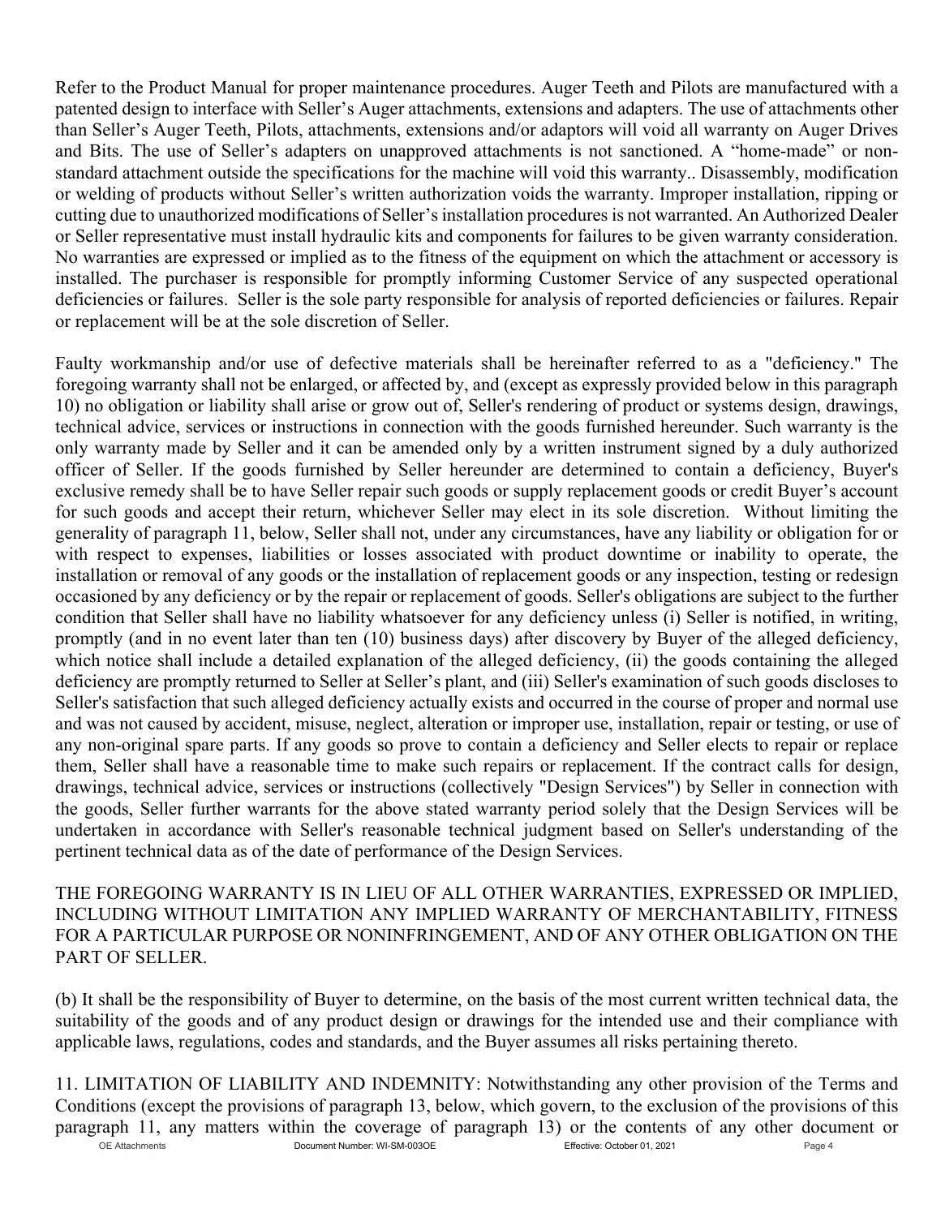Refer to the Product Manual for proper maintenance procedures. Auger Teeth and Pilots are manufactured with a patented design to interface with Seller's Auger attachments, extensions and adapters. The use of attachments other than Seller's Auger Teeth, Pilots, attachments, extensions and/or adaptors will void all warranty on Auger Drives and Bits. The use of Seller's adapters on unapproved attachments is not sanctioned. A "home-made" or non-standard attachment outside the specifications for the machine will void this warranty.. Disassembly, modification or welding of products without Seller's written authorization voids the warranty. Improper installation, ripping or cutting due to unauthorized modifications of Seller's installation procedures is not warranted. An Authorized Dealer or Seller representative must install hydraulic kits and components for failures to be given warranty consideration. No warranties are expressed or implied as to the fitness of the equipment on which the attachment or accessory is installed. The purchaser is responsible for promptly informing Customer Service of any suspected operational deficiencies or failures. Seller is the sole party responsible for analysis of reported deficiencies or failures. Repair or replacement will be at the sole discretion of Seller.

Faulty workmanship and/or use of defective materials shall be hereinafter referred to as a "deficiency." The foregoing warranty shall not be enlarged, or affected by, and (except as expressly provided below in this paragraph 10) no obligation or liability shall arise or grow out of, Seller's rendering of product or systems design, drawings, technical advice, services or instructions in connection with the goods furnished hereunder. Such warranty is the only warranty made by Seller and it can be amended only by a written instrument signed by a duly authorized officer of Seller. If the goods furnished by Seller hereunder are determined to contain a deficiency, Buyer's exclusive remedy shall be to have Seller repair such goods or supply replacement goods or credit Buyer's account for such goods and accept their return, whichever Seller may elect in its sole discretion. Without limiting the generality of paragraph 11, below, Seller shall not, under any circumstances, have any liability or obligation for or with respect to expenses, liabilities or losses associated with product downtime or inability to operate, the installation or removal of any goods or the installation of replacement goods or any inspection, testing or redesign occasioned by any deficiency or by the repair or replacement of goods. Seller's obligations are subject to the further condition that Seller shall have no liability whatsoever for any deficiency unless (i) Seller is notified, in writing, promptly (and in no event later than ten (10) business days) after discovery by Buyer of the alleged deficiency, which notice shall include a detailed explanation of the alleged deficiency, (ii) the goods containing the alleged deficiency are promptly returned to Seller at Seller's plant, and (iii) Seller's examination of such goods discloses to Seller's satisfaction that such alleged deficiency actually exists and occurred in the course of proper and normal use and was not caused by accident, misuse, neglect, alteration or improper use, installation, repair or testing, or use of any non-original spare parts. If any goods so prove to contain a deficiency and Seller elects to repair or replace them, Seller shall have a reasonable time to make such repairs or replacement. If the contract calls for design, drawings, technical advice, services or instructions (collectively "Design Services") by Seller in connection with the goods, Seller further warrants for the above stated warranty period solely that the Design Services will be undertaken in accordance with Seller's reasonable technical judgment based on Seller's understanding of the pertinent technical data as of the date of performance of the Design Services.

THE FOREGOING WARRANTY IS IN LIEU OF ALL OTHER WARRANTIES, EXPRESSED OR IMPLIED, INCLUDING WITHOUT LIMITATION ANY IMPLIED WARRANTY OF MERCHANTABILITY, FITNESS FOR A PARTICULAR PURPOSE OR NONINFRINGEMENT, AND OF ANY OTHER OBLIGATION ON THE PART OF SELLER.

(b) It shall be the responsibility of Buyer to determine, on the basis of the most current written technical data, the suitability of the goods and of any product design or drawings for the intended use and their compliance with applicable laws, regulations, codes and standards, and the Buyer assumes all risks pertaining thereto.

11. LIMITATION OF LIABILITY AND INDEMNITY: Notwithstanding any other provision of the Terms and Conditions (except the provisions of paragraph 13, below, which govern, to the exclusion of the provisions of this paragraph 11, any matters within the coverage of paragraph 13) or the contents of any other document or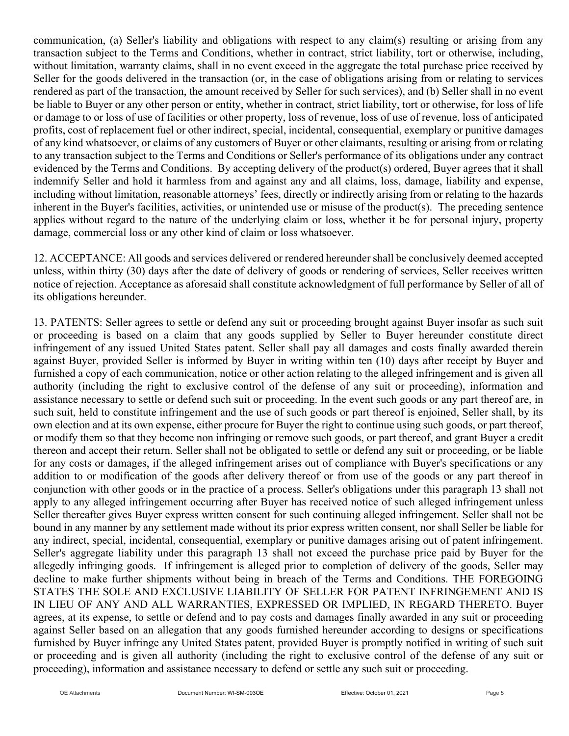communication, (a) Seller's liability and obligations with respect to any claim(s) resulting or arising from any transaction subject to the Terms and Conditions, whether in contract, strict liability, tort or otherwise, including, without limitation, warranty claims, shall in no event exceed in the aggregate the total purchase price received by Seller for the goods delivered in the transaction (or, in the case of obligations arising from or relating to services rendered as part of the transaction, the amount received by Seller for such services), and (b) Seller shall in no event be liable to Buyer or any other person or entity, whether in contract, strict liability, tort or otherwise, for loss of life or damage to or loss of use of facilities or other property, loss of revenue, loss of use of revenue, loss of anticipated profits, cost of replacement fuel or other indirect, special, incidental, consequential, exemplary or punitive damages of any kind whatsoever, or claims of any customers of Buyer or other claimants, resulting or arising from or relating to any transaction subject to the Terms and Conditions or Seller's performance of its obligations under any contract evidenced by the Terms and Conditions. By accepting delivery of the product(s) ordered, Buyer agrees that it shall indemnify Seller and hold it harmless from and against any and all claims, loss, damage, liability and expense, including without limitation, reasonable attorneys' fees, directly or indirectly arising from or relating to the hazards inherent in the Buyer's facilities, activities, or unintended use or misuse of the product(s). The preceding sentence applies without regard to the nature of the underlying claim or loss, whether it be for personal injury, property damage, commercial loss or any other kind of claim or loss whatsoever.

12. ACCEPTANCE: All goods and services delivered or rendered hereunder shall be conclusively deemed accepted unless, within thirty (30) days after the date of delivery of goods or rendering of services, Seller receives written notice of rejection. Acceptance as aforesaid shall constitute acknowledgment of full performance by Seller of all of its obligations hereunder.

13. PATENTS: Seller agrees to settle or defend any suit or proceeding brought against Buyer insofar as such suit or proceeding is based on a claim that any goods supplied by Seller to Buyer hereunder constitute direct infringement of any issued United States patent. Seller shall pay all damages and costs finally awarded therein against Buyer, provided Seller is informed by Buyer in writing within ten (10) days after receipt by Buyer and furnished a copy of each communication, notice or other action relating to the alleged infringement and is given all authority (including the right to exclusive control of the defense of any suit or proceeding), information and assistance necessary to settle or defend such suit or proceeding. In the event such goods or any part thereof are, in such suit, held to constitute infringement and the use of such goods or part thereof is enjoined, Seller shall, by its own election and at its own expense, either procure for Buyer the right to continue using such goods, or part thereof, or modify them so that they become non infringing or remove such goods, or part thereof, and grant Buyer a credit thereon and accept their return. Seller shall not be obligated to settle or defend any suit or proceeding, or be liable for any costs or damages, if the alleged infringement arises out of compliance with Buyer's specifications or any addition to or modification of the goods after delivery thereof or from use of the goods or any part thereof in conjunction with other goods or in the practice of a process. Seller's obligations under this paragraph 13 shall not apply to any alleged infringement occurring after Buyer has received notice of such alleged infringement unless Seller thereafter gives Buyer express written consent for such continuing alleged infringement. Seller shall not be bound in any manner by any settlement made without its prior express written consent, nor shall Seller be liable for any indirect, special, incidental, consequential, exemplary or punitive damages arising out of patent infringement. Seller's aggregate liability under this paragraph 13 shall not exceed the purchase price paid by Buyer for the allegedly infringing goods. If infringement is alleged prior to completion of delivery of the goods, Seller may decline to make further shipments without being in breach of the Terms and Conditions. THE FOREGOING STATES THE SOLE AND EXCLUSIVE LIABILITY OF SELLER FOR PATENT INFRINGEMENT AND IS IN LIEU OF ANY AND ALL WARRANTIES, EXPRESSED OR IMPLIED, IN REGARD THERETO. Buyer agrees, at its expense, to settle or defend and to pay costs and damages finally awarded in any suit or proceeding against Seller based on an allegation that any goods furnished hereunder according to designs or specifications furnished by Buyer infringe any United States patent, provided Buyer is promptly notified in writing of such suit or proceeding and is given all authority (including the right to exclusive control of the defense of any suit or proceeding), information and assistance necessary to defend or settle any such suit or proceeding.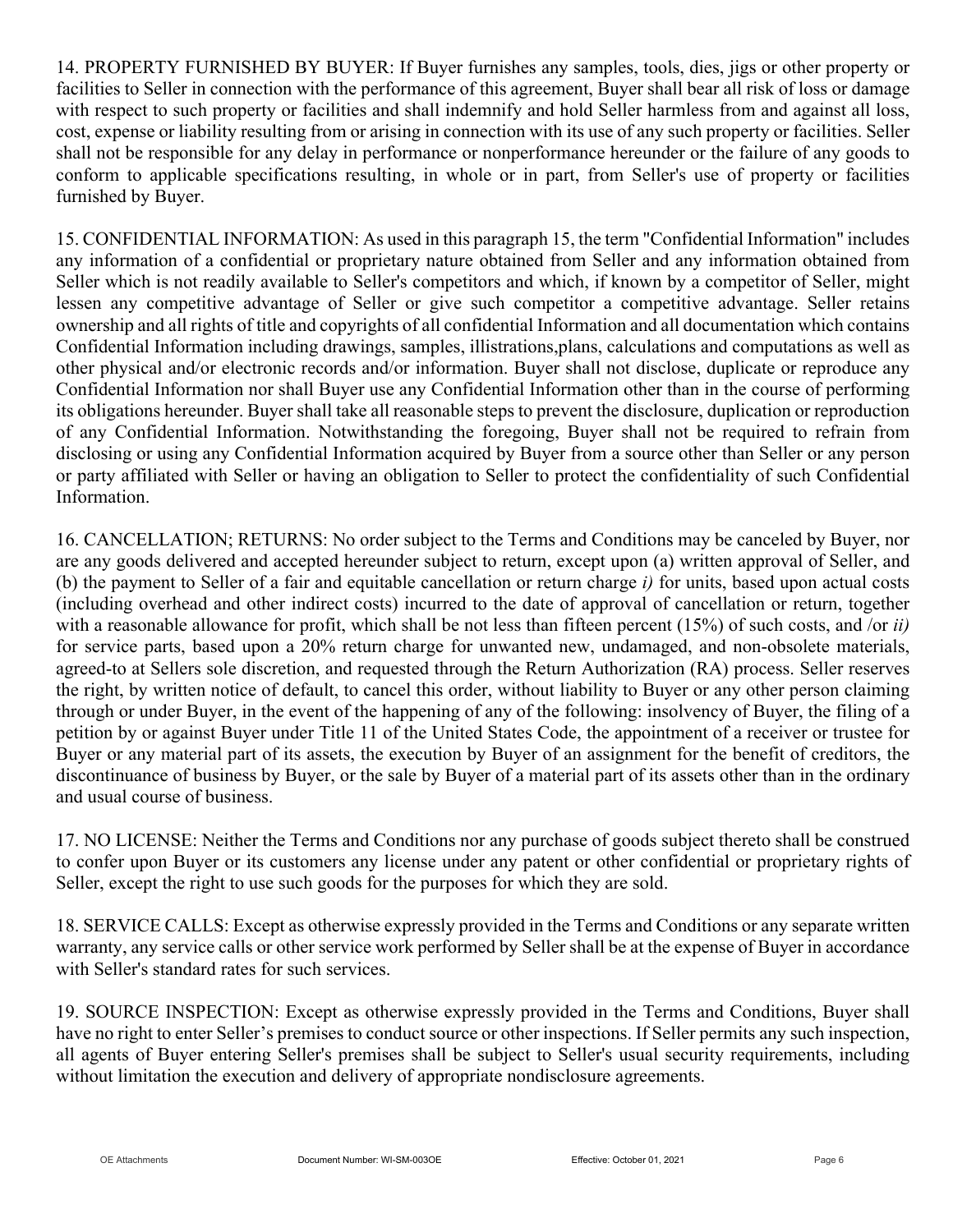14. PROPERTY FURNISHED BY BUYER: If Buyer furnishes any samples, tools, dies, jigs or other property or facilities to Seller in connection with the performance of this agreement, Buyer shall bear all risk of loss or damage with respect to such property or facilities and shall indemnify and hold Seller harmless from and against all loss, cost, expense or liability resulting from or arising in connection with its use of any such property or facilities. Seller shall not be responsible for any delay in performance or nonperformance hereunder or the failure of any goods to conform to applicable specifications resulting, in whole or in part, from Seller's use of property or facilities furnished by Buyer.

15. CONFIDENTIAL INFORMATION: As used in this paragraph 15, the term "Confidential Information" includes any information of a confidential or proprietary nature obtained from Seller and any information obtained from Seller which is not readily available to Seller's competitors and which, if known by a competitor of Seller, might lessen any competitive advantage of Seller or give such competitor a competitive advantage. Seller retains ownership and all rights of title and copyrights of all confidential Information and all documentation which contains Confidential Information including drawings, samples, illistrations,plans, calculations and computations as well as other physical and/or electronic records and/or information. Buyer shall not disclose, duplicate or reproduce any Confidential Information nor shall Buyer use any Confidential Information other than in the course of performing its obligations hereunder. Buyer shall take all reasonable steps to prevent the disclosure, duplication or reproduction of any Confidential Information. Notwithstanding the foregoing, Buyer shall not be required to refrain from disclosing or using any Confidential Information acquired by Buyer from a source other than Seller or any person or party affiliated with Seller or having an obligation to Seller to protect the confidentiality of such Confidential Information.

16. CANCELLATION; RETURNS: No order subject to the Terms and Conditions may be canceled by Buyer, nor are any goods delivered and accepted hereunder subject to return, except upon (a) written approval of Seller, and (b) the payment to Seller of a fair and equitable cancellation or return charge *i)* for units, based upon actual costs (including overhead and other indirect costs) incurred to the date of approval of cancellation or return, together with a reasonable allowance for profit, which shall be not less than fifteen percent (15%) of such costs, and /or *ii)* for service parts, based upon a 20% return charge for unwanted new, undamaged, and non-obsolete materials, agreed-to at Sellers sole discretion, and requested through the Return Authorization (RA) process. Seller reserves the right, by written notice of default, to cancel this order, without liability to Buyer or any other person claiming through or under Buyer, in the event of the happening of any of the following: insolvency of Buyer, the filing of a petition by or against Buyer under Title 11 of the United States Code, the appointment of a receiver or trustee for Buyer or any material part of its assets, the execution by Buyer of an assignment for the benefit of creditors, the discontinuance of business by Buyer, or the sale by Buyer of a material part of its assets other than in the ordinary and usual course of business.

17. NO LICENSE: Neither the Terms and Conditions nor any purchase of goods subject thereto shall be construed to confer upon Buyer or its customers any license under any patent or other confidential or proprietary rights of Seller, except the right to use such goods for the purposes for which they are sold.

18. SERVICE CALLS: Except as otherwise expressly provided in the Terms and Conditions or any separate written warranty, any service calls or other service work performed by Seller shall be at the expense of Buyer in accordance with Seller's standard rates for such services.

19. SOURCE INSPECTION: Except as otherwise expressly provided in the Terms and Conditions, Buyer shall have no right to enter Seller's premises to conduct source or other inspections. If Seller permits any such inspection, all agents of Buyer entering Seller's premises shall be subject to Seller's usual security requirements, including without limitation the execution and delivery of appropriate nondisclosure agreements.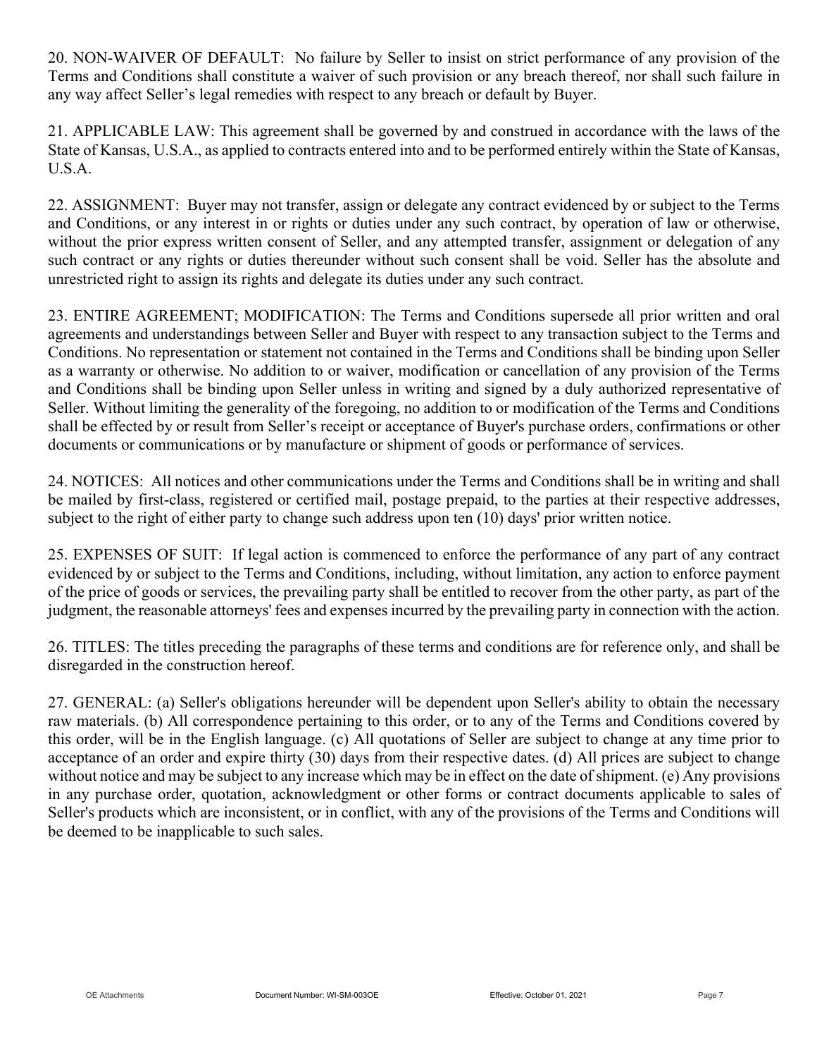20. NON-WAIVER OF DEFAULT: No failure by Seller to insist on strict performance of any provision of the Terms and Conditions shall constitute a waiver of such provision or any breach thereof, nor shall such failure in any way affect Seller's legal remedies with respect to any breach or default by Buyer.

21. APPLICABLE LAW: This agreement shall be governed by and construed in accordance with the laws of the State of Kansas, U.S.A., as applied to contracts entered into and to be performed entirely within the State of Kansas, U.S.A.

22. ASSIGNMENT: Buyer may not transfer, assign or delegate any contract evidenced by or subject to the Terms and Conditions, or any interest in or rights or duties under any such contract, by operation of law or otherwise, without the prior express written consent of Seller, and any attempted transfer, assignment or delegation of any such contract or any rights or duties thereunder without such consent shall be void. Seller has the absolute and unrestricted right to assign its rights and delegate its duties under any such contract.

23. ENTIRE AGREEMENT; MODIFICATION: The Terms and Conditions supersede all prior written and oral agreements and understandings between Seller and Buyer with respect to any transaction subject to the Terms and Conditions. No representation or statement not contained in the Terms and Conditions shall be binding upon Seller as a warranty or otherwise. No addition to or waiver, modification or cancellation of any provision of the Terms and Conditions shall be binding upon Seller unless in writing and signed by a duly authorized representative of Seller. Without limiting the generality of the foregoing, no addition to or modification of the Terms and Conditions shall be effected by or result from Seller's receipt or acceptance of Buyer's purchase orders, confirmations or other documents or communications or by manufacture or shipment of goods or performance of services.

24. NOTICES: All notices and other communications under the Terms and Conditions shall be in writing and shall be mailed by first-class, registered or certified mail, postage prepaid, to the parties at their respective addresses, subject to the right of either party to change such address upon ten (10) days' prior written notice.

25. EXPENSES OF SUIT: If legal action is commenced to enforce the performance of any part of any contract evidenced by or subject to the Terms and Conditions, including, without limitation, any action to enforce payment of the price of goods or services, the prevailing party shall be entitled to recover from the other party, as part of the judgment, the reasonable attorneys' fees and expenses incurred by the prevailing party in connection with the action.

26. TITLES: The titles preceding the paragraphs of these terms and conditions are for reference only, and shall be disregarded in the construction hereof.

27. GENERAL: (a) Seller's obligations hereunder will be dependent upon Seller's ability to obtain the necessary raw materials. (b) All correspondence pertaining to this order, or to any of the Terms and Conditions covered by this order, will be in the English language. (c) All quotations of Seller are subject to change at any time prior to acceptance of an order and expire thirty (30) days from their respective dates. (d) All prices are subject to change without notice and may be subject to any increase which may be in effect on the date of shipment. (e) Any provisions in any purchase order, quotation, acknowledgment or other forms or contract documents applicable to sales of Seller's products which are inconsistent, or in conflict, with any of the provisions of the Terms and Conditions will be deemed to be inapplicable to such sales.

OE Attachments Document Number: WI-SM-003OE Effective: October 01, 2021